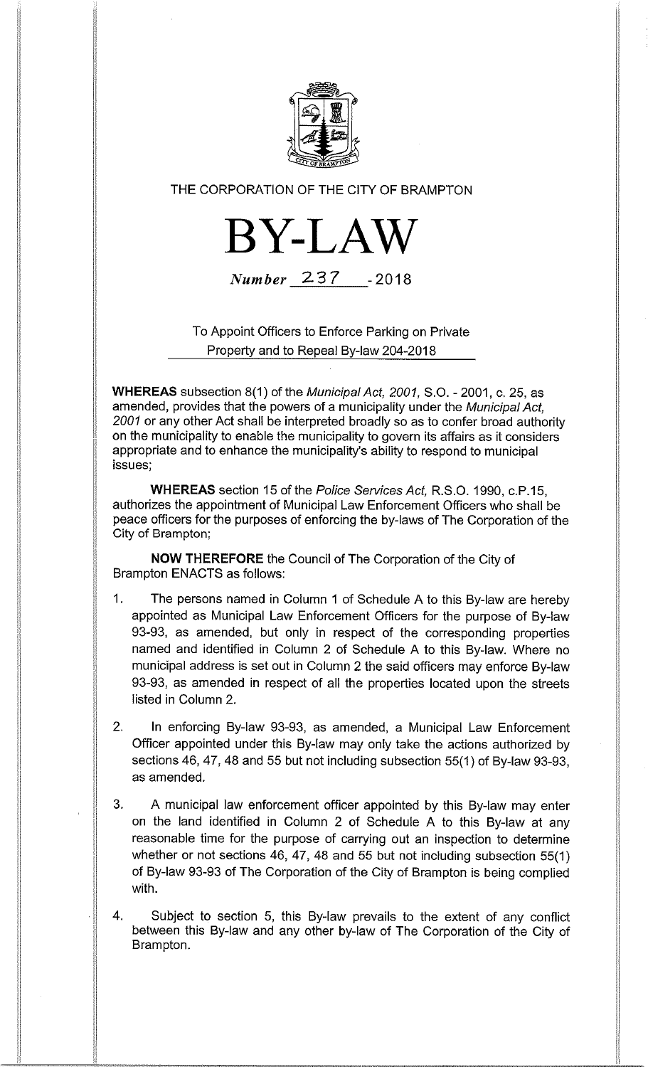THE CORPORATION OF THE CITY OF BRAMPTON

# BY-LAW

*Number* 237 - 2018

To Appoint Officers to Enforce Parking on Private Property and to Repeal By-law 204-2018

**WHEREAS** subsection 8(1) of the *Municipal Act, 2001*, S.O. - 2001, c. 25, as amended, provides that the powers of a municipality under the *Municipal Act, 2001* or any other Act shall be interpreted broadly so as to confer broad authority on the municipality to enable the municipality to govern its affairs as it considers appropriate and to enhance the municipality's ability to respond to municipal issues;

**WHEREAS** section 15 of the *Police Services Act*, R.S.O. 1990, c.P.15, authorizes the appointment of Municipal Law Enforcement Officers who shall be peace officers for the purposes of enforcing the by-laws of The Corporation of the City of Brampton;

**NOW THEREFORE** the Council of The Corporation of the City of Brampton ENACTS as follows:

1. The persons named in Column 1 of Schedule A to this By-law are hereby appointed as Municipal Law Enforcement Officers for the purpose of By-law 93-93, as amended, but only in respect of the corresponding properties named and identified in Column 2 of Schedule A to this By-law. Where no municipal address is set out in Column 2 the said officers may enforce By-law 93-93, as amended in respect of all the properties located upon the streets listed in Column 2.

2. In enforcing By-law 93-93, as amended, a Municipal Law Enforcement Officer appointed under this By-law may only take the actions authorized by sections 46, 47, 48 and 55 but not including subsection 55(1) of By-law 93-93, as amended.

3. A municipal law enforcement officer appointed by this By-law may enter on the land identified in Column 2 of Schedule A to this By-law at any reasonable time for the purpose of carrying out an inspection to determine whether or not sections 46, 47, 48 and 55 but not including subsection 55(1) of By-law 93-93 of The Corporation of the City of Brampton is being complied with.

4. Subject to section 5, this By-law prevails to the extent of any conflict between this By-law and any other by-law of The Corporation of the City of Brampton.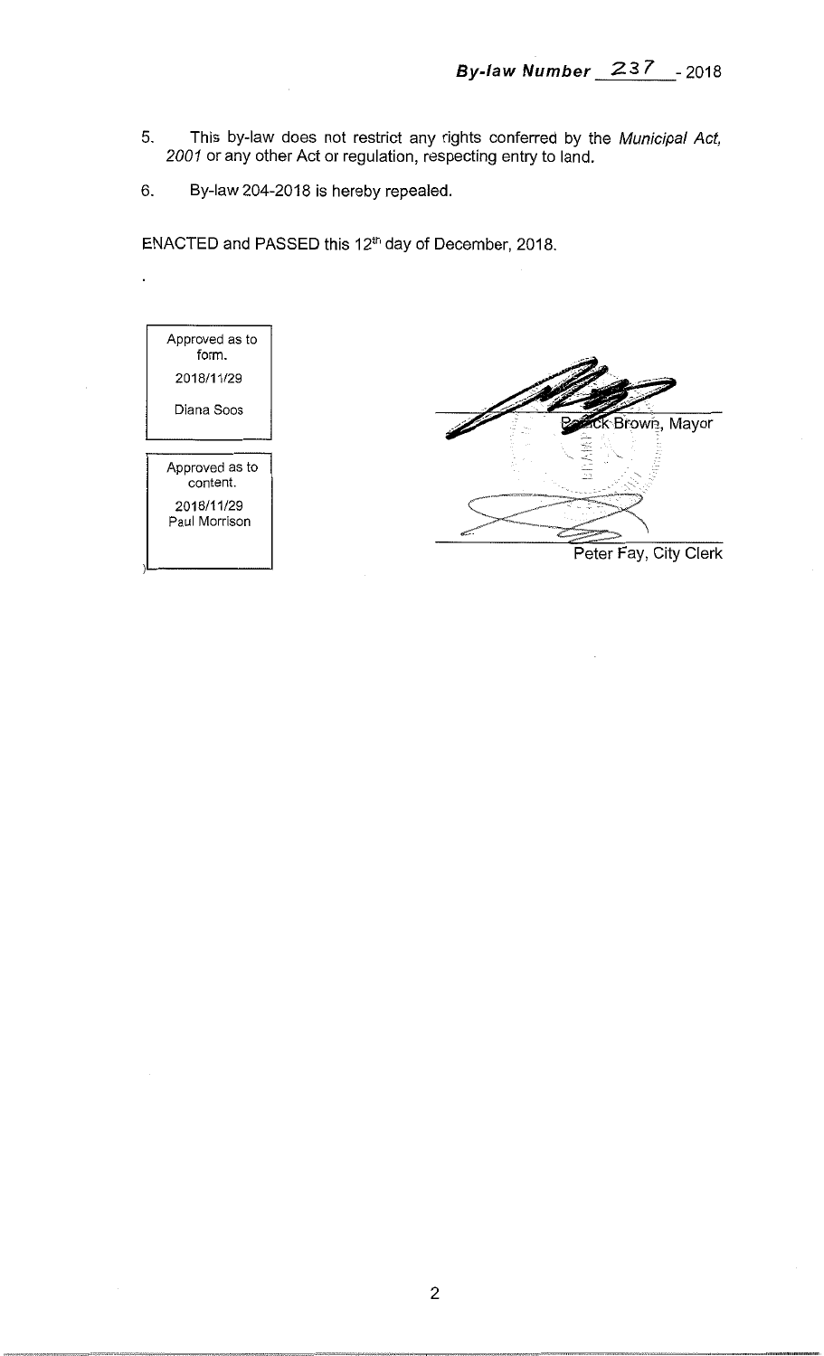**By-law Number 237 - 2018**

5. This by-law does not restrict any rights conferred by the *Municipal Act, 2001* or any other Act or regulation, respecting entry to land.

6. By-law 204-2018 is hereby repealed.

ENACTED and PASSED this 12th day of December, 2018.

| Approved as to form. |
| --- |
| 2018/11/29 |
| Diana Soos |

| Approved as to content. |
| --- |
| 2018/11/29 |
| Paul Morrison |

Patrick Brown, Mayor

Peter Fay, City Clerk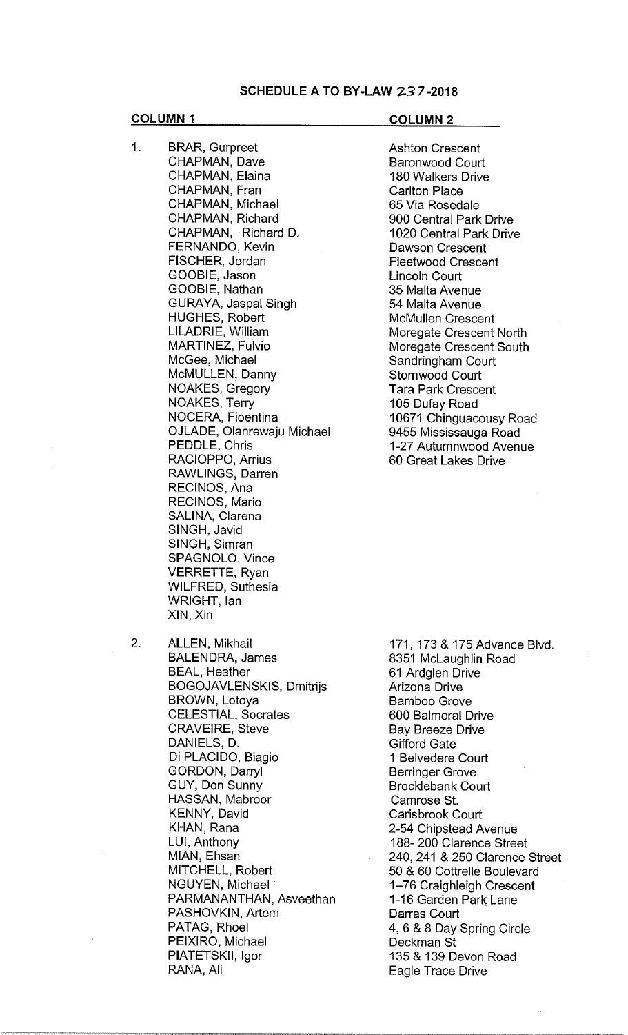## SCHEDULE A TO BY-LAW 237-2018

| | COLUMN 1 | COLUMN 2 |
|---|---|---|
| 1. | BRAR, Gurpreet | Ashton Crescent |
| | CHAPMAN, Dave | Baronwood Court |
| | CHAPMAN, Elaina | 180 Walkers Drive |
| | CHAPMAN, Fran | Carlton Place |
| | CHAPMAN, Michael | 65 Via Rosedale |
| | CHAPMAN, Richard | 900 Central Park Drive |
| | CHAPMAN, Richard D. | 1020 Central Park Drive |
| | FERNANDO, Kevin | Dawson Crescent |
| | FISCHER, Jordan | Fleetwood Crescent |
| | GOOBIE, Jason | Lincoln Court |
| | GOOBIE, Nathan | 35 Malta Avenue |
| | GURAYA, Jaspal Singh | 54 Malta Avenue |
| | HUGHES, Robert | McMullen Crescent |
| | LILADRIE, William | Moregate Crescent North |
| | MARTINEZ, Fulvio | Moregate Crescent South |
| | McGee, Michael | Sandringham Court |
| | McMULLEN, Danny | Stornwood Court |
| | NOAKES, Gregory | Tara Park Crescent |
| | NOAKES, Terry | 105 Dufay Road |
| | NOCERA, Fioentina | 10671 Chinguacousy Road |
| | OJLADE, Olanrewaju Michael | 9455 Mississauga Road |
| | PEDDLE, Chris | 1-27 Autumnwood Avenue |
| | RACIOPPO, Arrius | 60 Great Lakes Drive |
| | RAWLINGS, Darren | |
| | RECINOS, Ana | |
| | RECINOS, Mario | |
| | SALINA, Clarena | |
| | SINGH, Javid | |
| | SINGH, Simran | |
| | SPAGNOLO, Vince | |
| | VERRETTE, Ryan | |
| | WILFRED, Suthesia | |
| | WRIGHT, Ian | |
| | XIN, Xin | |
| 2. | ALLEN, Mikhail | 171, 173 & 175 Advance Blvd. |
| | BALENDRA, James | 8351 McLaughlin Road |
| | BEAL, Heather | 61 Ardglen Drive |
| | BOGOJAVLENSKIS, Dmitrijs | Arizona Drive |
| | BROWN, Lotoya | Bamboo Grove |
| | CELESTIAL, Socrates | 600 Balmoral Drive |
| | CRAVEIRE, Steve | Bay Breeze Drive |
| | DANIELS, D. | Gifford Gate |
| | Di PLACIDO, Biagio | 1 Belvedere Court |
| | GORDON, Darryl | Berringer Grove |
| | GUY, Don Sunny | Brocklebank Court |
| | HASSAN, Mabroor | Camrose St. |
| | KENNY, David | Carisbrook Court |
| | KHAN, Rana | 2-54 Chipstead Avenue |
| | LUI, Anthony | 188- 200 Clarence Street |
| | MIAN, Ehsan | 240, 241 & 250 Clarence Street |
| | MITCHELL, Robert | 50 & 60 Cottrelle Boulevard |
| | NGUYEN, Michael | 1–76 Craighleigh Crescent |
| | PARMANANTHAN, Asveethan | 1-16 Garden Park Lane |
| | PASHOVKIN, Artem | Darras Court |
| | PATAG, Rhoel | 4, 6 & 8 Day Spring Circle |
| | PEIXIRO, Michael | Deckman St |
| | PIATETSKII, Igor | 135 & 139 Devon Road |
| | RANA, Ali | Eagle Trace Drive |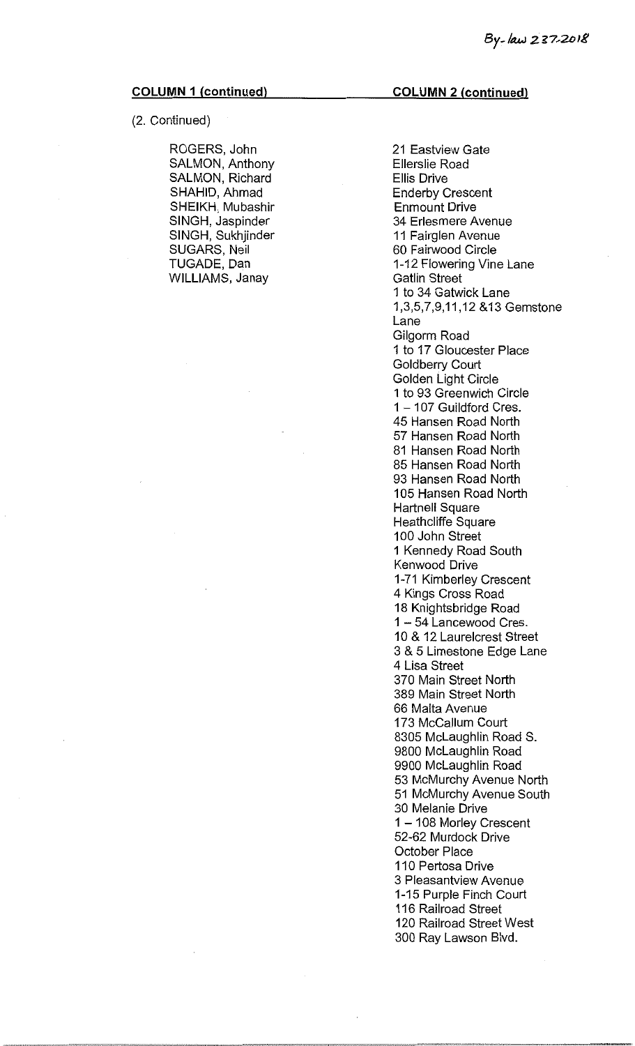**COLUMN 1 (continued)**

(2. Continued)

ROGERS, John
SALMON, Anthony
SALMON, Richard
SHAHID, Ahmad
SHEIKH, Mubashir
SINGH, Jaspinder
SINGH, Sukhjinder
SUGARS, Neil
TUGADE, Dan
WILLIAMS, Janay

**COLUMN 2 (continued)**

21 Eastview Gate
Ellerslie Road
Ellis Drive
Enderby Crescent
Enmount Drive
34 Erlesmere Avenue
11 Fairglen Avenue
60 Fairwood Circle
1-12 Flowering Vine Lane
Gatlin Street
1 to 34 Gatwick Lane
1,3,5,7,9,11,12 &13 Gemstone Lane
Gilgorm Road
1 to 17 Gloucester Place
Goldberry Court
Golden Light Circle
1 to 93 Greenwich Circle
1 – 107 Guildford Cres.
45 Hansen Road North
57 Hansen Road North
81 Hansen Road North
85 Hansen Road North
93 Hansen Road North
105 Hansen Road North
Hartnell Square
Heathcliffe Square
100 John Street
1 Kennedy Road South
Kenwood Drive
1-71 Kimberley Crescent
4 Kings Cross Road
18 Knightsbridge Road
1 – 54 Lancewood Cres.
10 & 12 Laurelcrest Street
3 & 5 Limestone Edge Lane
4 Lisa Street
370 Main Street North
389 Main Street North
66 Malta Avenue
173 McCallum Court
8305 McLaughlin Road S.
9800 McLaughlin Road
9900 McLaughlin Road
53 McMurchy Avenue North
51 McMurchy Avenue South
30 Melanie Drive
1 – 108 Morley Crescent
52-62 Murdock Drive
October Place
110 Pertosa Drive
3 Pleasantview Avenue
1-15 Purple Finch Court
116 Railroad Street
120 Railroad Street West
300 Ray Lawson Blvd.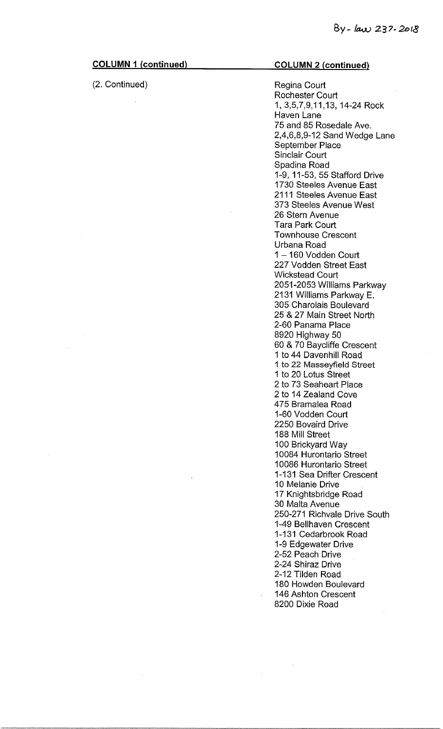By-law 237-2018

| COLUMN 1 (continued) | COLUMN 2 (continued) |
| --- | --- |
| (2. Continued) | Regina Court<br>Rochester Court<br>1, 3,5,7,9,11,13, 14-24 Rock Haven Lane<br>75 and 85 Rosedale Ave.<br>2,4,6,8,9-12 Sand Wedge Lane<br>September Place<br>Sinclair Court<br>Spadina Road<br>1-9, 11-53, 55 Stafford Drive<br>1730 Steeles Avenue East<br>2111 Steeles Avenue East<br>373 Steeles Avenue West<br>26 Stern Avenue<br>Tara Park Court<br>Townhouse Crescent<br>Urbana Road<br>1 – 160 Vodden Court<br>227 Vodden Street East<br>Wickstead Court<br>2051-2053 Williams Parkway<br>2131 Williams Parkway E.<br>305 Charolais Boulevard<br>25 & 27 Main Street North<br>2-60 Panama Place<br>8920 Highway 50<br>60 & 70 Baycliffe Crescent<br>1 to 44 Davenhill Road<br>1 to 22 Masseyfield Street<br>1 to 20 Lotus Street<br>2 to 73 Seaheart Place<br>2 to 14 Zealand Cove<br>475 Bramalea Road<br>1-60 Vodden Court<br>2250 Bovaird Drive<br>188 Mill Street<br>100 Brickyard Way<br>10084 Hurontario Street<br>10086 Hurontario Street<br>1-131 Sea Drifter Crescent<br>10 Melanie Drive<br>17 Knightsbridge Road<br>30 Malta Avenue<br>250-271 Richvale Drive South<br>1-49 Bellhaven Crescent<br>1-131 Cedarbrook Road<br>1-9 Edgewater Drive<br>2-52 Peach Drive<br>2-24 Shiraz Drive<br>2-12 Tilden Road<br>180 Howden Boulevard<br>146 Ashton Crescent<br>8200 Dixie Road |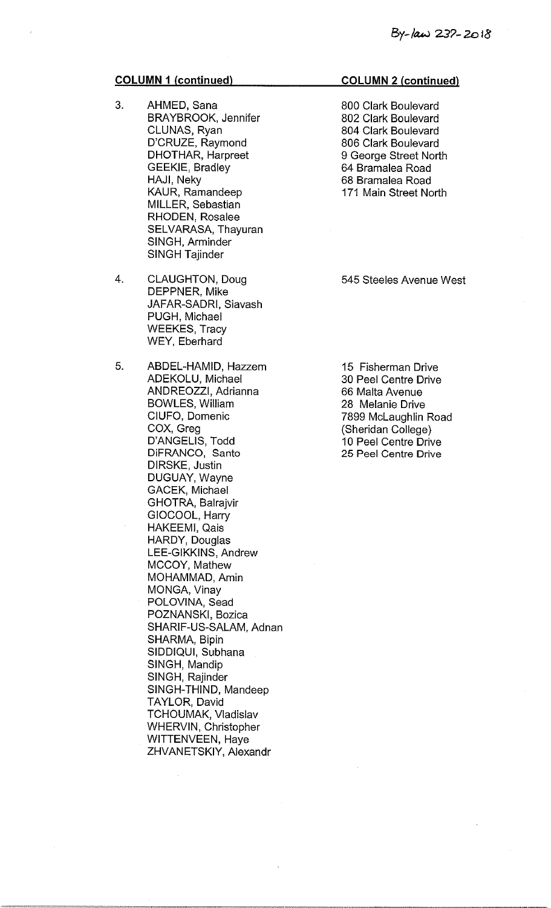By-law 237-2018

| COLUMN 1 (continued) | | COLUMN 2 (continued) |
|---|---|---|
| 3. | AHMED, Sana<br>BRAYBROOK, Jennifer<br>CLUNAS, Ryan<br>D'CRUZE, Raymond<br>DHOTHAR, Harpreet<br>GEEKIE, Bradley<br>HAJI, Neky<br>KAUR, Ramandeep<br>MILLER, Sebastian<br>RHODEN, Rosalee<br>SELVARASA, Thayuran<br>SINGH, Arminder<br>SINGH Tajinder | 800 Clark Boulevard<br>802 Clark Boulevard<br>804 Clark Boulevard<br>806 Clark Boulevard<br>9 George Street North<br>64 Bramalea Road<br>68 Bramalea Road<br>171 Main Street North |
| 4. | CLAUGHTON, Doug<br>DEPPNER, Mike<br>JAFAR-SADRI, Siavash<br>PUGH, Michael<br>WEEKES, Tracy<br>WEY, Eberhard | 545 Steeles Avenue West |
| 5. | ABDEL-HAMID, Hazzem<br>ADEKOLU, Michael<br>ANDREOZZI, Adrianna<br>BOWLES, William<br>CIUFO, Domenic<br>COX, Greg<br>D'ANGELIS, Todd<br>DiFRANCO, Santo<br>DIRSKE, Justin<br>DUGUAY, Wayne<br>GACEK, Michael<br>GHOTRA, Balrajvir<br>GIOCOOL, Harry<br>HAKEEMI, Qais<br>HARDY, Douglas<br>LEE-GIKKINS, Andrew<br>MCCOY, Mathew<br>MOHAMMAD, Amin<br>MONGA, Vinay<br>POLOVINA, Sead<br>POZNANSKI, Bozica<br>SHARIF-US-SALAM, Adnan<br>SHARMA, Bipin<br>SIDDIQUI, Subhana<br>SINGH, Mandip<br>SINGH, Rajinder<br>SINGH-THIND, Mandeep<br>TAYLOR, David<br>TCHOUMAK, Vladislav<br>WHERVIN, Christopher<br>WITTENVEEN, Haye<br>ZHVANETSKIY, Alexandr | 15 Fisherman Drive<br>30 Peel Centre Drive<br>66 Malta Avenue<br>28 Melanie Drive<br>7899 McLaughlin Road (Sheridan College)<br>10 Peel Centre Drive<br>25 Peel Centre Drive |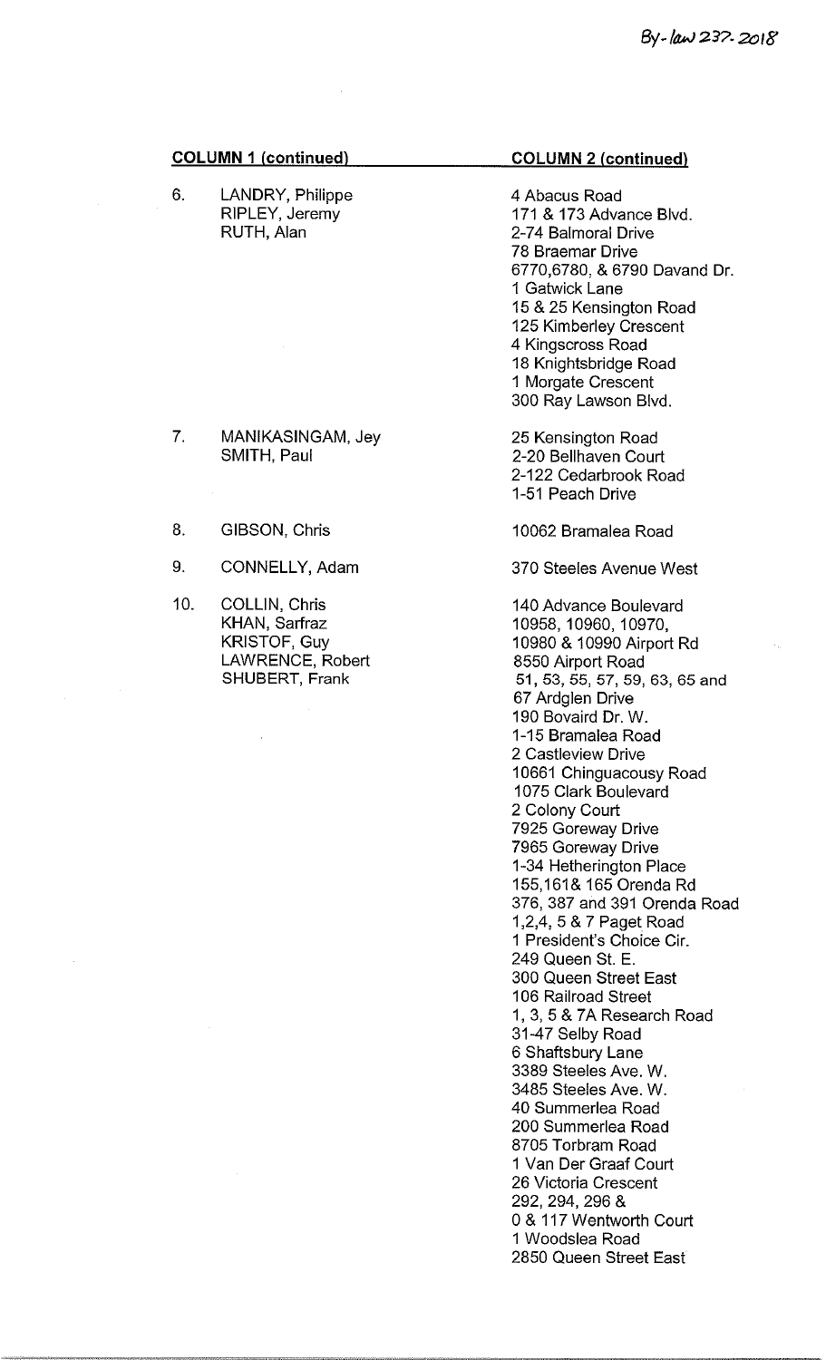By-law 237-2018

| COLUMN 1 (continued) | COLUMN 2 (continued) |
|---|---|
| 6. LANDRY, Philippe<br>RIPLEY, Jeremy<br>RUTH, Alan | 4 Abacus Road<br>171 & 173 Advance Blvd.<br>2-74 Balmoral Drive<br>78 Braemar Drive<br>6770,6780, & 6790 Davand Dr.<br>1 Gatwick Lane<br>15 & 25 Kensington Road<br>125 Kimberley Crescent<br>4 Kingscross Road<br>18 Knightsbridge Road<br>1 Morgate Crescent<br>300 Ray Lawson Blvd. |
| 7. MANIKASINGAM, Jey<br>SMITH, Paul | 25 Kensington Road<br>2-20 Bellhaven Court<br>2-122 Cedarbrook Road<br>1-51 Peach Drive |
| 8. GIBSON, Chris | 10062 Bramalea Road |
| 9. CONNELLY, Adam | 370 Steeles Avenue West |
| 10. COLLIN, Chris<br>KHAN, Sarfraz<br>KRISTOF, Guy<br>LAWRENCE, Robert<br>SHUBERT, Frank | 140 Advance Boulevard<br>10958, 10960, 10970,<br>10980 & 10990 Airport Rd<br>8550 Airport Road<br>51, 53, 55, 57, 59, 63, 65 and<br>67 Ardglen Drive<br>190 Bovaird Dr. W.<br>1-15 Bramalea Road<br>2 Castleview Drive<br>10661 Chinguacousy Road<br>1075 Clark Boulevard<br>2 Colony Court<br>7925 Goreway Drive<br>7965 Goreway Drive<br>1-34 Hetherington Place<br>155,161& 165 Orenda Rd<br>376, 387 and 391 Orenda Road<br>1,2,4, 5 & 7 Paget Road<br>1 President's Choice Cir.<br>249 Queen St. E.<br>300 Queen Street East<br>106 Railroad Street<br>1, 3, 5 & 7A Research Road<br>31-47 Selby Road<br>6 Shaftsbury Lane<br>3389 Steeles Ave. W.<br>3485 Steeles Ave. W.<br>40 Summerlea Road<br>200 Summerlea Road<br>8705 Torbram Road<br>1 Van Der Graaf Court<br>26 Victoria Crescent<br>292, 294, 296 &<br>0 & 117 Wentworth Court<br>1 Woodslea Road<br>2850 Queen Street East |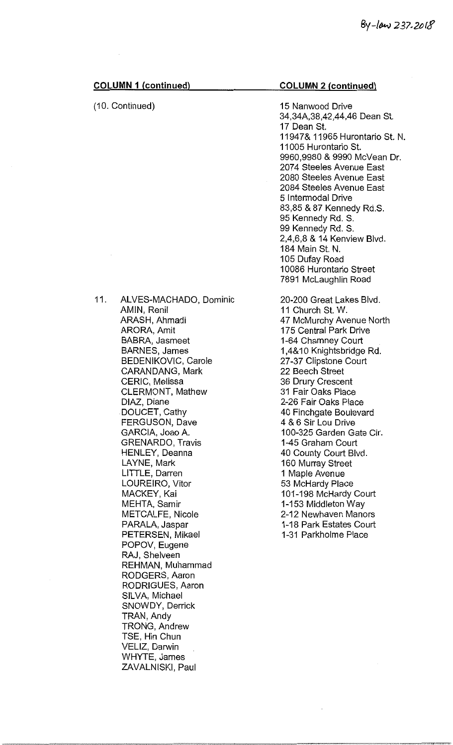By-law 237-2018

| COLUMN 1 (continued) | COLUMN 2 (continued) |
|---|---|
| (10. Continued) | 15 Nanwood Drive<br>34,34A,38,42,44,46 Dean St.<br>17 Dean St.<br>11947& 11965 Hurontario St. N.<br>11005 Hurontario St.<br>9960,9980 & 9990 McVean Dr.<br>2074 Steeles Avenue East<br>2080 Steeles Avenue East<br>2084 Steeles Avenue East<br>5 Intermodal Drive<br>83,85 & 87 Kennedy Rd.S.<br>95 Kennedy Rd. S.<br>99 Kennedy Rd. S.<br>2,4,6,8 & 14 Kenview Blvd.<br>184 Main St. N.<br>105 Dufay Road<br>10086 Hurontario Street<br>7891 McLaughlin Road |
| 11. ALVES-MACHADO, Dominic<br>AMIN, Renil<br>ARASH, Ahmadi<br>ARORA, Amit<br>BABRA, Jasmeet<br>BARNES, James<br>BEDENIKOVIC, Carole<br>CARANDANG, Mark<br>CERIC, Melissa<br>CLERMONT, Mathew<br>DIAZ, Diane<br>DOUCET, Cathy<br>FERGUSON, Dave<br>GARCIA, Joao A.<br>GRENARDO, Travis<br>HENLEY, Deanna<br>LAYNE, Mark<br>LITTLE, Darren<br>LOUREIRO, Vitor<br>MACKEY, Kai<br>MEHTA, Samir<br>METCALFE, Nicole<br>PARALA, Jaspar<br>PETERSEN, Mikael<br>POPOV, Eugene<br>RAJ, Shelveen<br>REHMAN, Muhammad<br>RODGERS, Aaron<br>RODRIGUES, Aaron<br>SILVA, Michael<br>SNOWDY, Derrick<br>TRAN, Andy<br>TRONG, Andrew<br>TSE, Hin Chun<br>VELIZ, Darwin<br>WHYTE, James<br>ZAVALNISKI, Paul | 20-200 Great Lakes Blvd.<br>11 Church St. W.<br>47 McMurchy Avenue North<br>175 Central Park Drive<br>1-64 Chamney Court<br>1,4&10 Knightsbridge Rd.<br>27-37 Clipstone Court<br>22 Beech Street<br>36 Drury Crescent<br>31 Fair Oaks Place<br>2-26 Fair Oaks Place<br>40 Finchgate Boulevard<br>4 & 6 Sir Lou Drive<br>100-325 Garden Gate Cir.<br>1-45 Graham Court<br>40 County Court Blvd.<br>160 Murray Street<br>1 Maple Avenue<br>53 McHardy Place<br>101-198 McHardy Court<br>1-153 Middleton Way<br>2-12 Newhaven Manors<br>1-18 Park Estates Court<br>1-31 Parkholme Place |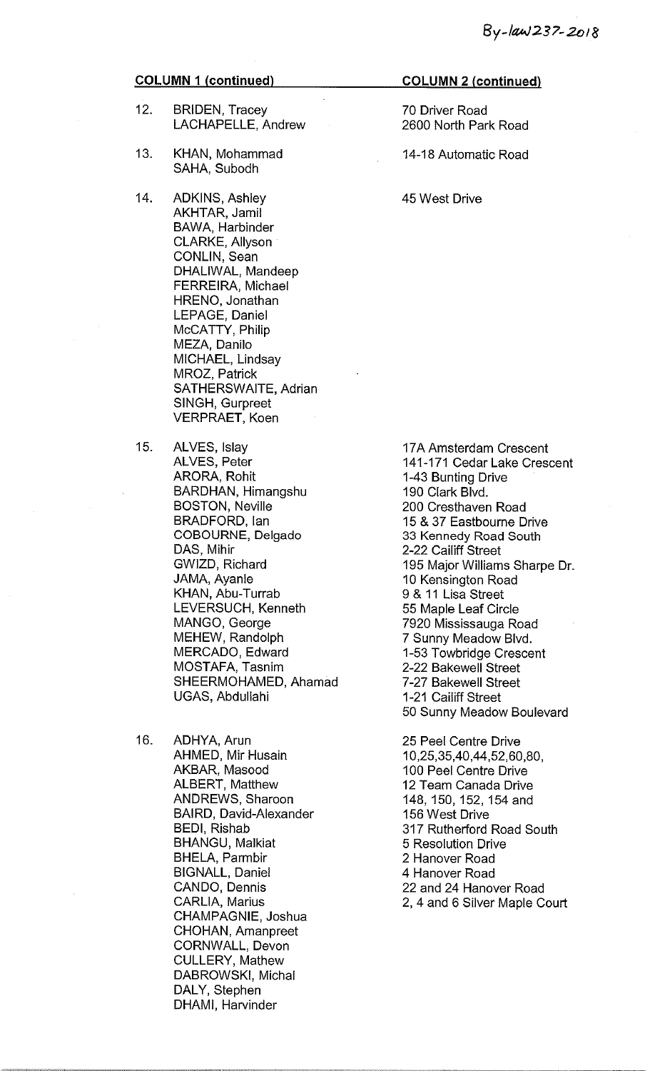By-law 237-2018

| COLUMN 1 (continued) | COLUMN 2 (continued) |
|---|---|
| 12. BRIDEN, Tracey<br>LACHAPELLE, Andrew | 70 Driver Road<br>2600 North Park Road |
| 13. KHAN, Mohammad<br>SAHA, Subodh | 14-18 Automatic Road |
| 14. ADKINS, Ashley<br>AKHTAR, Jamil<br>BAWA, Harbinder<br>CLARKE, Allyson<br>CONLIN, Sean<br>DHALIWAL, Mandeep<br>FERREIRA, Michael<br>HRENO, Jonathan<br>LEPAGE, Daniel<br>McCATTY, Philip<br>MEZA, Danilo<br>MICHAEL, Lindsay<br>MROZ, Patrick<br>SATHERSWAITE, Adrian<br>SINGH, Gurpreet<br>VERPRAET, Koen | 45 West Drive |
| 15. ALVES, Islay<br>ALVES, Peter<br>ARORA, Rohit<br>BARDHAN, Himangshu<br>BOSTON, Neville<br>BRADFORD, Ian<br>COBOURNE, Delgado<br>DAS, Mihir<br>GWIZD, Richard<br>JAMA, Ayanle<br>KHAN, Abu-Turrab<br>LEVERSUCH, Kenneth<br>MANGO, George<br>MEHEW, Randolph<br>MERCADO, Edward<br>MOSTAFA, Tasnim<br>SHEERMOHAMED, Ahamad<br>UGAS, Abdullahi | 17A Amsterdam Crescent<br>141-171 Cedar Lake Crescent<br>1-43 Bunting Drive<br>190 Clark Blvd.<br>200 Cresthaven Road<br>15 & 37 Eastbourne Drive<br>33 Kennedy Road South<br>2-22 Cailiff Street<br>195 Major Williams Sharpe Dr.<br>10 Kensington Road<br>9 & 11 Lisa Street<br>55 Maple Leaf Circle<br>7920 Mississauga Road<br>7 Sunny Meadow Blvd.<br>1-53 Towbridge Crescent<br>2-22 Bakewell Street<br>7-27 Bakewell Street<br>1-21 Cailiff Street<br>50 Sunny Meadow Boulevard |
| 16. ADHYA, Arun<br>AHMED, Mir Husain<br>AKBAR, Masood<br>ALBERT, Matthew<br>ANDREWS, Sharoon<br>BAIRD, David-Alexander<br>BEDI, Rishab<br>BHANGU, Malkiat<br>BHELA, Parmbir<br>BIGNALL, Daniel<br>CANDO, Dennis<br>CARLIA, Marius<br>CHAMPAGNIE, Joshua<br>CHOHAN, Amanpreet<br>CORNWALL, Devon<br>CULLERY, Mathew<br>DABROWSKI, Michal<br>DALY, Stephen<br>DHAMI, Harvinder | 25 Peel Centre Drive<br>10,25,35,40,44,52,60,80,<br>100 Peel Centre Drive<br>12 Team Canada Drive<br>148, 150, 152, 154 and<br>156 West Drive<br>317 Rutherford Road South<br>5 Resolution Drive<br>2 Hanover Road<br>4 Hanover Road<br>22 and 24 Hanover Road<br>2, 4 and 6 Silver Maple Court |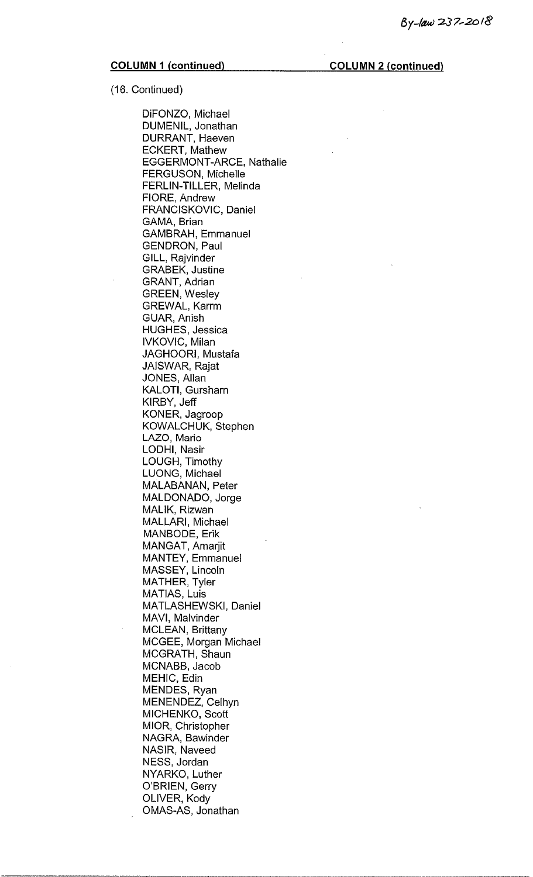By-law 237-2018

**COLUMN 1 (continued)** **COLUMN 2 (continued)**

(16. Continued)

DiFONZO, Michael
DUMENIL, Jonathan
DURRANT, Haeven
ECKERT, Mathew
EGGERMONT-ARCE, Nathalie
FERGUSON, Michelle
FERLIN-TILLER, Melinda
FIORE, Andrew
FRANCISKOVIC, Daniel
GAMA, Brian
GAMBRAH, Emmanuel
GENDRON, Paul
GILL, Rajvinder
GRABEK, Justine
GRANT, Adrian
GREEN, Wesley
GREWAL, Karrm
GUAR, Anish
HUGHES, Jessica
IVKOVIC, Milan
JAGHOORI, Mustafa
JAISWAR, Rajat
JONES, Allan
KALOTI, Gursharn
KIRBY, Jeff
KONER, Jagroop
KOWALCHUK, Stephen
LAZO, Mario
LODHI, Nasir
LOUGH, Timothy
LUONG, Michael
MALABANAN, Peter
MALDONADO, Jorge
MALIK, Rizwan
MALLARI, Michael
MANBODE, Erik
MANGAT, Amarjit
MANTEY, Emmanuel
MASSEY, Lincoln
MATHER, Tyler
MATIAS, Luis
MATLASHEWSKI, Daniel
MAVI, Malvinder
MCLEAN, Brittany
MCGEE, Morgan Michael
MCGRATH, Shaun
MCNABB, Jacob
MEHIC, Edin
MENDES, Ryan
MENENDEZ, Celhyn
MICHENKO, Scott
MIOR, Christopher
NAGRA, Bawinder
NASIR, Naveed
NESS, Jordan
NYARKO, Luther
O'BRIEN, Gerry
OLIVER, Kody
OMAS-AS, Jonathan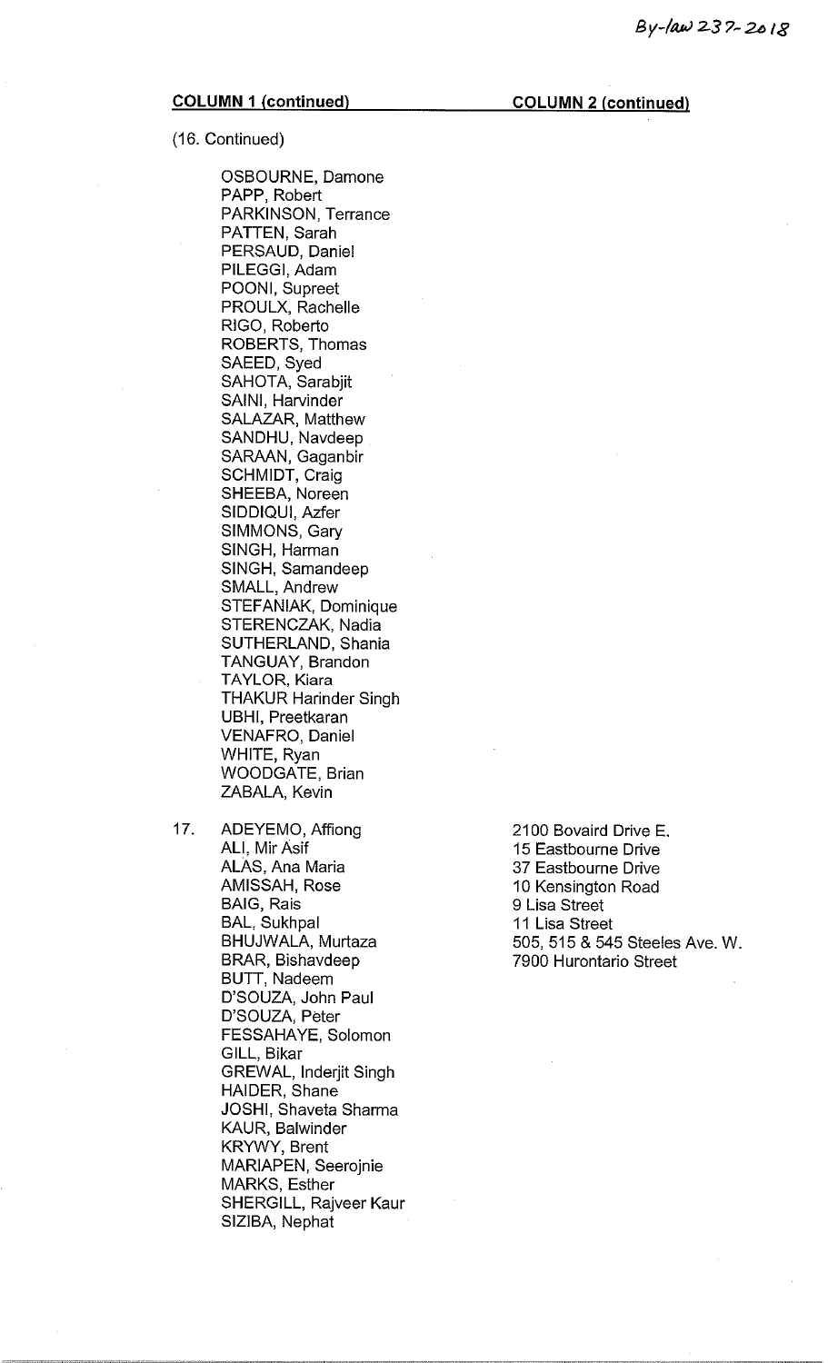By-law 237-2018

| COLUMN 1 (continued) | COLUMN 2 (continued) |
|---|---|
| (16. Continued) | |
| OSBOURNE, Damone | |
| PAPP, Robert | |
| PARKINSON, Terrance | |
| PATTEN, Sarah | |
| PERSAUD, Daniel | |
| PILEGGI, Adam | |
| POONI, Supreet | |
| PROULX, Rachelle | |
| RIGO, Roberto | |
| ROBERTS, Thomas | |
| SAEED, Syed | |
| SAHOTA, Sarabjit | |
| SAINI, Harvinder | |
| SALAZAR, Matthew | |
| SANDHU, Navdeep | |
| SARAAN, Gaganbir | |
| SCHMIDT, Craig | |
| SHEEBA, Noreen | |
| SIDDIQUI, Azfer | |
| SIMMONS, Gary | |
| SINGH, Harman | |
| SINGH, Samandeep | |
| SMALL, Andrew | |
| STEFANIAK, Dominique | |
| STERENCZAK, Nadia | |
| SUTHERLAND, Shania | |
| TANGUAY, Brandon | |
| TAYLOR, Kiara | |
| THAKUR Harinder Singh | |
| UBHI, Preetkaran | |
| VENAFRO, Daniel | |
| WHITE, Ryan | |
| WOODGATE, Brian | |
| ZABALA, Kevin | |
| 17. ADEYEMO, Affiong | 2100 Bovaird Drive E. |
| ALI, Mir Asif | 15 Eastbourne Drive |
| ALAS, Ana Maria | 37 Eastbourne Drive |
| AMISSAH, Rose | 10 Kensington Road |
| BAIG, Rais | 9 Lisa Street |
| BAL, Sukhpal | 11 Lisa Street |
| BHUJWALA, Murtaza | 505, 515 & 545 Steeles Ave. W. |
| BRAR, Bishavdeep | 7900 Hurontario Street |
| BUTT, Nadeem | |
| D'SOUZA, John Paul | |
| D'SOUZA, Peter | |
| FESSAHAYE, Solomon | |
| GILL, Bikar | |
| GREWAL, Inderjit Singh | |
| HAIDER, Shane | |
| JOSHI, Shaveta Sharma | |
| KAUR, Balwinder | |
| KRYWY, Brent | |
| MARIAPEN, Seerojnie | |
| MARKS, Esther | |
| SHERGILL, Rajveer Kaur | |
| SIZIBA, Nephat | |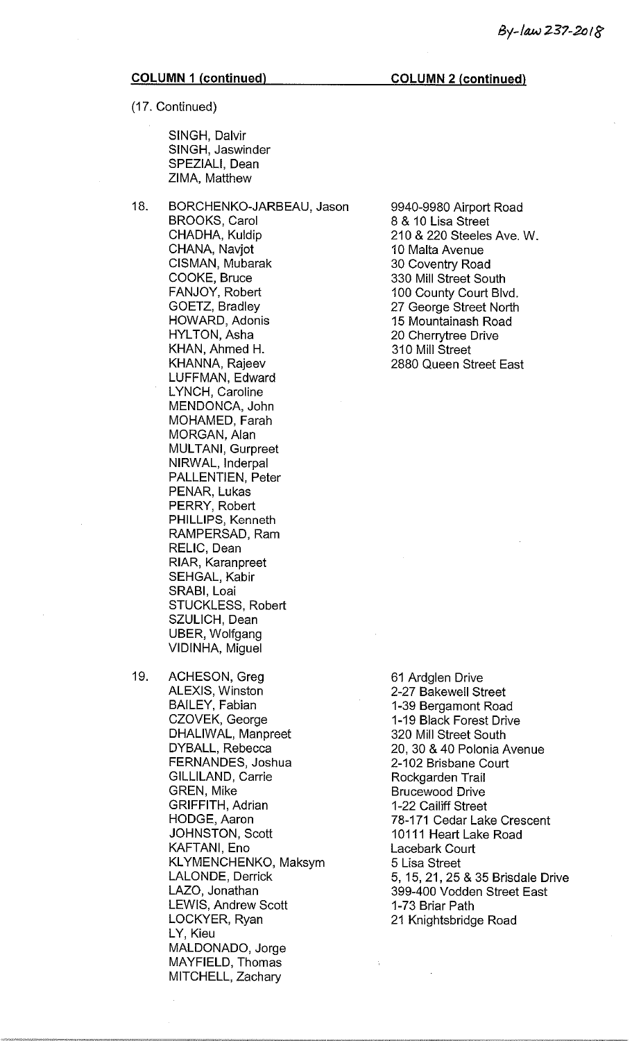By-law 237-2018

| COLUMN 1 (continued) | COLUMN 2 (continued) |
|---|---|
| (17. Continued) | |
| SINGH, Dalvir<br>SINGH, Jaswinder<br>SPEZIALI, Dean<br>ZIMA, Matthew | |
| 18. BORCHENKO-JARBEAU, Jason<br>BROOKS, Carol<br>CHADHA, Kuldip<br>CHANA, Navjot<br>CISMAN, Mubarak<br>COOKE, Bruce<br>FANJOY, Robert<br>GOETZ, Bradley<br>HOWARD, Adonis<br>HYLTON, Asha<br>KHAN, Ahmed H.<br>KHANNA, Rajeev<br>LUFFMAN, Edward<br>LYNCH, Caroline<br>MENDONCA, John<br>MOHAMED, Farah<br>MORGAN, Alan<br>MULTANI, Gurpreet<br>NIRWAL, Inderpal<br>PALLENTIEN, Peter<br>PENAR, Lukas<br>PERRY, Robert<br>PHILLIPS, Kenneth<br>RAMPERSAD, Ram<br>RELIC, Dean<br>RIAR, Karanpreet<br>SEHGAL, Kabir<br>SRABI, Loai<br>STUCKLESS, Robert<br>SZULICH, Dean<br>UBER, Wolfgang<br>VIDINHA, Miguel | 9940-9980 Airport Road<br>8 & 10 Lisa Street<br>210 & 220 Steeles Ave. W.<br>10 Malta Avenue<br>30 Coventry Road<br>330 Mill Street South<br>100 County Court Blvd.<br>27 George Street North<br>15 Mountainash Road<br>20 Cherrytree Drive<br>310 Mill Street<br>2880 Queen Street East |
| 19. ACHESON, Greg<br>ALEXIS, Winston<br>BAILEY, Fabian<br>CZOVEK, George<br>DHALIWAL, Manpreet<br>DYBALL, Rebecca<br>FERNANDES, Joshua<br>GILLILAND, Carrie<br>GREN, Mike<br>GRIFFITH, Adrian<br>HODGE, Aaron<br>JOHNSTON, Scott<br>KAFTANI, Eno<br>KLYMENCHENKO, Maksym<br>LALONDE, Derrick<br>LAZO, Jonathan<br>LEWIS, Andrew Scott<br>LOCKYER, Ryan<br>LY, Kieu<br>MALDONADO, Jorge<br>MAYFIELD, Thomas<br>MITCHELL, Zachary | 61 Ardglen Drive<br>2-27 Bakewell Street<br>1-39 Bergamont Road<br>1-19 Black Forest Drive<br>320 Mill Street South<br>20, 30 & 40 Polonia Avenue<br>2-102 Brisbane Court<br>Rockgarden Trail<br>Brucewood Drive<br>1-22 Cailiff Street<br>78-171 Cedar Lake Crescent<br>10111 Heart Lake Road<br>Lacebark Court<br>5 Lisa Street<br>5, 15, 21, 25 & 35 Brisdale Drive<br>399-400 Vodden Street East<br>1-73 Briar Path<br>21 Knightsbridge Road |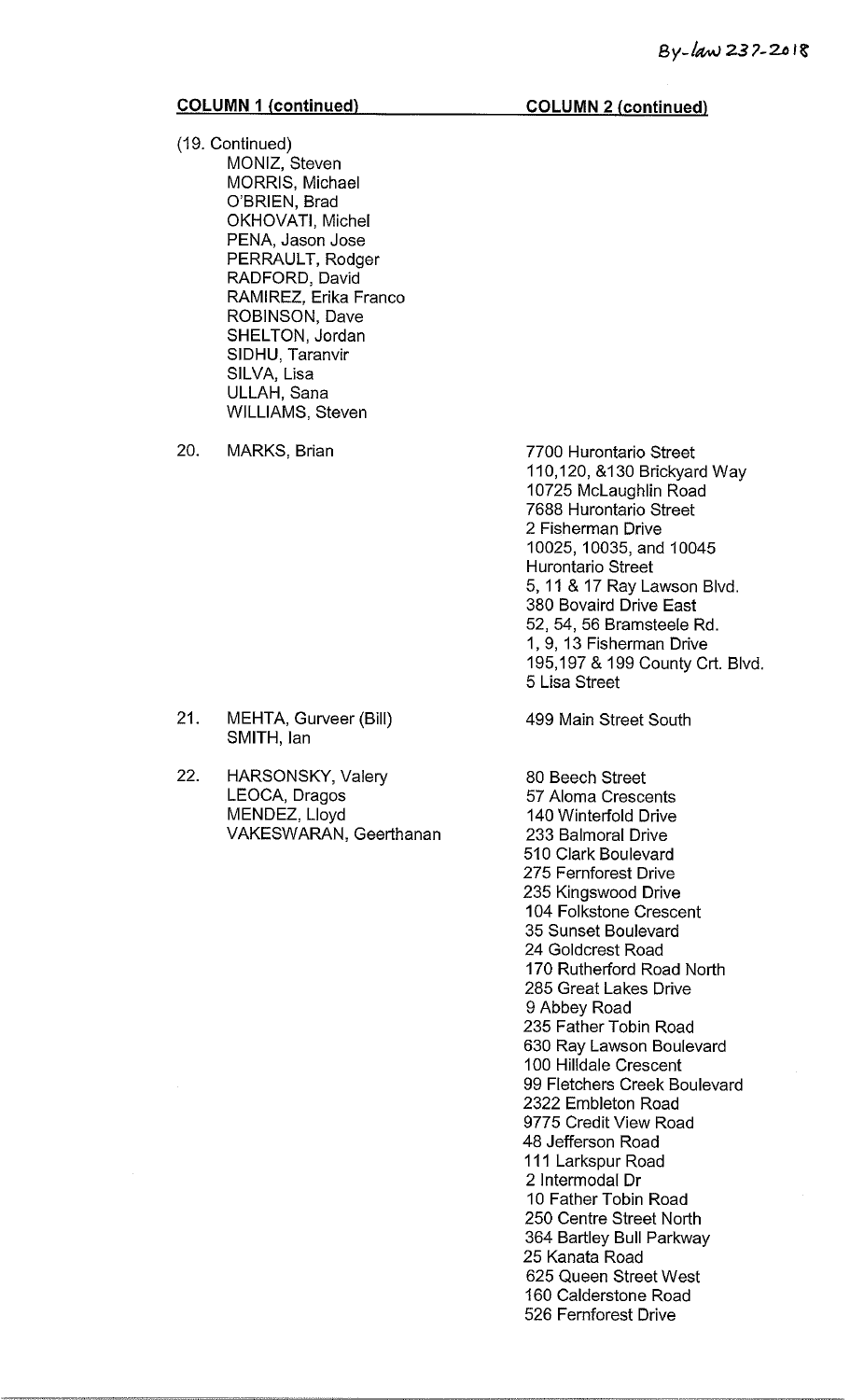By-law 237-2018

| COLUMN 1 (continued) | COLUMN 2 (continued) |
|---|---|
| (19. Continued)<br>MONIZ, Steven<br>MORRIS, Michael<br>O'BRIEN, Brad<br>OKHOVATI, Michel<br>PENA, Jason Jose<br>PERRAULT, Rodger<br>RADFORD, David<br>RAMIREZ, Erika Franco<br>ROBINSON, Dave<br>SHELTON, Jordan<br>SIDHU, Taranvir<br>SILVA, Lisa<br>ULLAH, Sana<br>WILLIAMS, Steven | |
| 20. MARKS, Brian | 7700 Hurontario Street<br>110,120, &130 Brickyard Way<br>10725 McLaughlin Road<br>7688 Hurontario Street<br>2 Fisherman Drive<br>10025, 10035, and 10045 Hurontario Street<br>5, 11 & 17 Ray Lawson Blvd.<br>380 Bovaird Drive East<br>52, 54, 56 Bramsteele Rd.<br>1, 9, 13 Fisherman Drive<br>195,197 & 199 County Crt. Blvd.<br>5 Lisa Street |
| 21. MEHTA, Gurveer (Bill)<br>SMITH, Ian | 499 Main Street South |
| 22. HARSONSKY, Valery<br>LEOCA, Dragos<br>MENDEZ, Lloyd<br>VAKESWARAN, Geerthanan | 80 Beech Street<br>57 Aloma Crescents<br>140 Winterfold Drive<br>233 Balmoral Drive<br>510 Clark Boulevard<br>275 Fernforest Drive<br>235 Kingswood Drive<br>104 Folkstone Crescent<br>35 Sunset Boulevard<br>24 Goldcrest Road<br>170 Rutherford Road North<br>285 Great Lakes Drive<br>9 Abbey Road<br>235 Father Tobin Road<br>630 Ray Lawson Boulevard<br>100 Hilldale Crescent<br>99 Fletchers Creek Boulevard<br>2322 Embleton Road<br>9775 Credit View Road<br>48 Jefferson Road<br>111 Larkspur Road<br>2 Intermodal Dr<br>10 Father Tobin Road<br>250 Centre Street North<br>364 Bartley Bull Parkway<br>25 Kanata Road<br>625 Queen Street West<br>160 Calderstone Road<br>526 Fernforest Drive |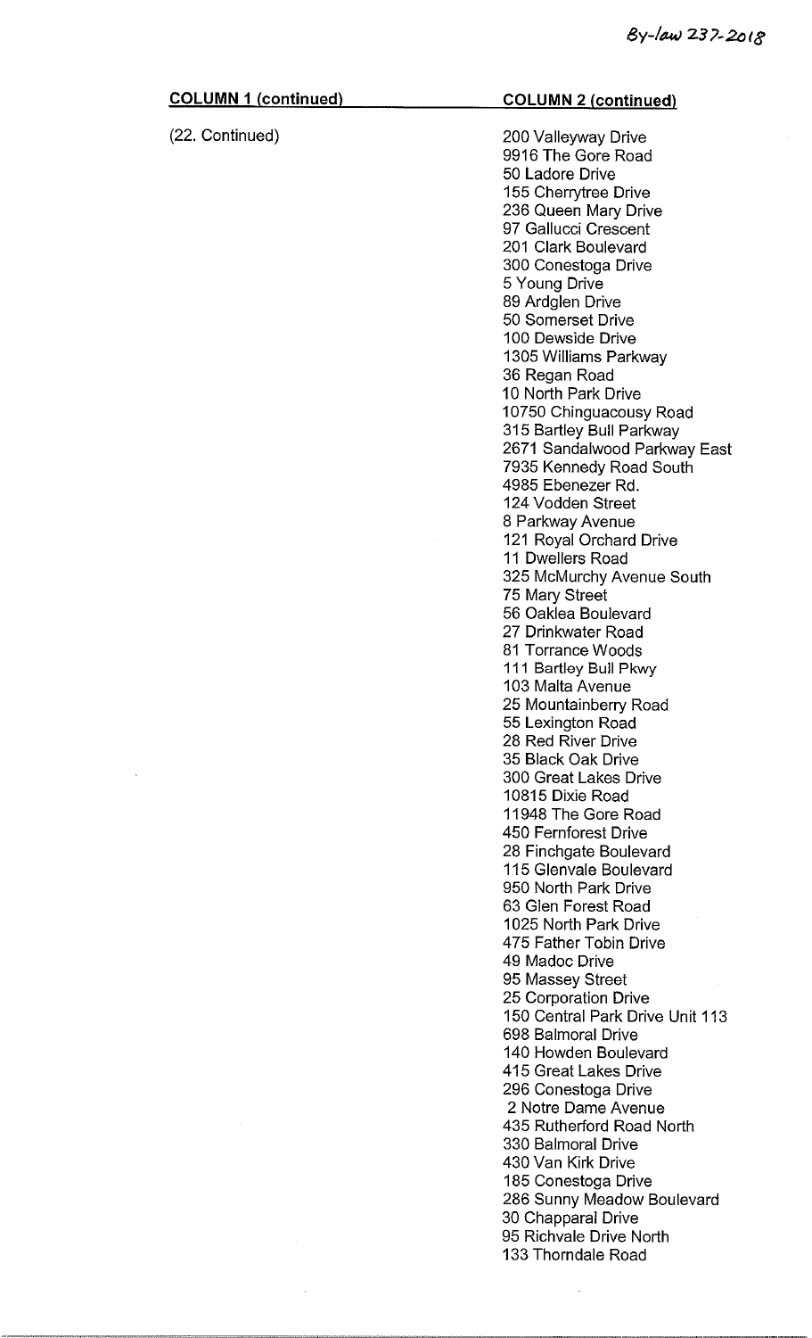| COLUMN 1 (continued) | COLUMN 2 (continued) |
|---|---|
| (22. Continued) | 200 Valleyway Drive<br>9916 The Gore Road<br>50 Ladore Drive<br>155 Cherrytree Drive<br>236 Queen Mary Drive<br>97 Gallucci Crescent<br>201 Clark Boulevard<br>300 Conestoga Drive<br>5 Young Drive<br>89 Ardglen Drive<br>50 Somerset Drive<br>100 Dewside Drive<br>1305 Williams Parkway<br>36 Regan Road<br>10 North Park Drive<br>10750 Chinguacousy Road<br>315 Bartley Bull Parkway<br>2671 Sandalwood Parkway East<br>7935 Kennedy Road South<br>4985 Ebenezer Rd.<br>124 Vodden Street<br>8 Parkway Avenue<br>121 Royal Orchard Drive<br>11 Dwellers Road<br>325 McMurchy Avenue South<br>75 Mary Street<br>56 Oaklea Boulevard<br>27 Drinkwater Road<br>81 Torrance Woods<br>111 Bartley Bull Pkwy<br>103 Malta Avenue<br>25 Mountainberry Road<br>55 Lexington Road<br>28 Red River Drive<br>35 Black Oak Drive<br>300 Great Lakes Drive<br>10815 Dixie Road<br>11948 The Gore Road<br>450 Fernforest Drive<br>28 Finchgate Boulevard<br>115 Glenvale Boulevard<br>950 North Park Drive<br>63 Glen Forest Road<br>1025 North Park Drive<br>475 Father Tobin Drive<br>49 Madoc Drive<br>95 Massey Street<br>25 Corporation Drive<br>150 Central Park Drive Unit 113<br>698 Balmoral Drive<br>140 Howden Boulevard<br>415 Great Lakes Drive<br>296 Conestoga Drive<br>2 Notre Dame Avenue<br>435 Rutherford Road North<br>330 Balmoral Drive<br>430 Van Kirk Drive<br>185 Conestoga Drive<br>286 Sunny Meadow Boulevard<br>30 Chapparal Drive<br>95 Richvale Drive North<br>133 Thorndale Road |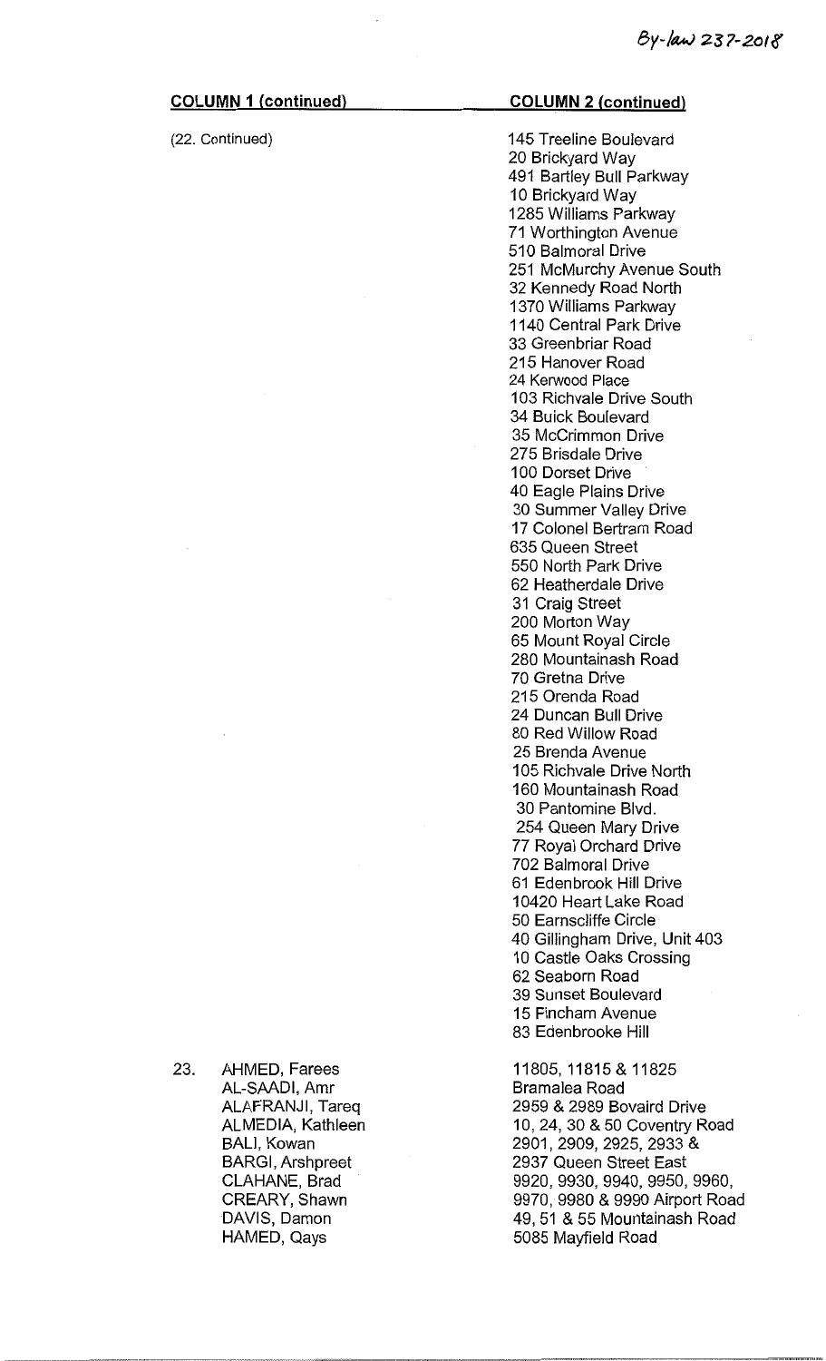*By-law 237-2018*

| **COLUMN 1 (continued)** | **COLUMN 2 (continued)** |
|---|---|
| (22. Continued) | 145 Treeline Boulevard<br>20 Brickyard Way<br>491 Bartley Bull Parkway<br>10 Brickyard Way<br>1285 Williams Parkway<br>71 Worthington Avenue<br>510 Balmoral Drive<br>251 McMurchy Avenue South<br>32 Kennedy Road North<br>1370 Williams Parkway<br>1140 Central Park Drive<br>33 Greenbriar Road<br>215 Hanover Road<br>24 Kerwood Place<br>103 Richvale Drive South<br>34 Buick Boulevard<br>35 McCrimmon Drive<br>275 Brisdale Drive<br>100 Dorset Drive<br>40 Eagle Plains Drive<br>30 Summer Valley Drive<br>17 Colonel Bertram Road<br>635 Queen Street<br>550 North Park Drive<br>62 Heatherdale Drive<br>31 Craig Street<br>200 Morton Way<br>65 Mount Royal Circle<br>280 Mountainash Road<br>70 Gretna Drive<br>215 Orenda Road<br>24 Duncan Bull Drive<br>80 Red Willow Road<br>25 Brenda Avenue<br>105 Richvale Drive North<br>160 Mountainash Road<br>30 Pantomine Blvd.<br>254 Queen Mary Drive<br>77 Royal Orchard Drive<br>702 Balmoral Drive<br>61 Edenbrook Hill Drive<br>10420 Heart Lake Road<br>50 Earnscliffe Circle<br>40 Gillingham Drive, Unit 403<br>10 Castle Oaks Crossing<br>62 Seaborn Road<br>39 Sunset Boulevard<br>15 Fincham Avenue<br>83 Edenbrooke Hill |
| 23. AHMED, Farees<br>AL-SAADI, Amr<br>ALAFRANJI, Tareq<br>ALMEDIA, Kathleen<br>BALI, Kowan<br>BARGI, Arshpreet<br>CLAHANE, Brad<br>CREARY, Shawn<br>DAVIS, Damon<br>HAMED, Qays | 11805, 11815 & 11825<br>Bramalea Road<br>2959 & 2989 Bovaird Drive<br>10, 24, 30 & 50 Coventry Road<br>2901, 2909, 2925, 2933 &<br>2937 Queen Street East<br>9920, 9930, 9940, 9950, 9960,<br>9970, 9980 & 9990 Airport Road<br>49, 51 & 55 Mountainash Road<br>5085 Mayfield Road |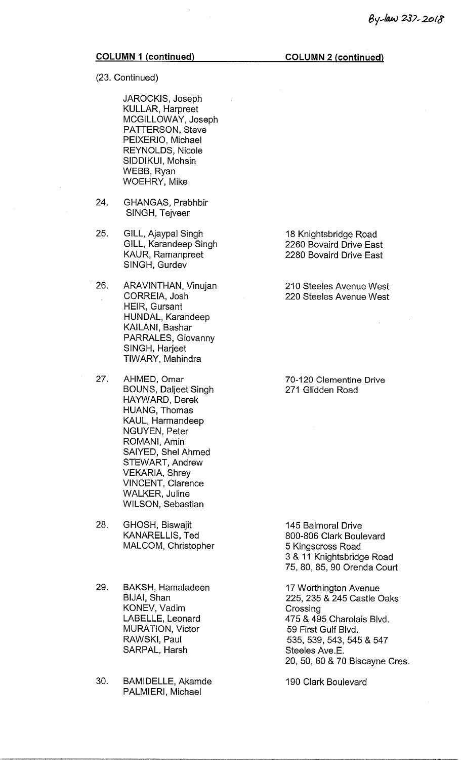By-law 237-2018

| COLUMN 1 (continued) | COLUMN 2 (continued) |
|---|---|
| (23. Continued)<br>JAROCKIS, Joseph<br>KULLAR, Harpreet<br>MCGILLOWAY, Joseph<br>PATTERSON, Steve<br>PEIXERIO, Michael<br>REYNOLDS, Nicole<br>SIDDIKUI, Mohsin<br>WEBB, Ryan<br>WOEHRY, Mike | |
| 24. GHANGAS, Prabhbir<br>SINGH, Tejveer | |
| 25. GILL, Ajaypal Singh<br>GILL, Karandeep Singh<br>KAUR, Ramanpreet<br>SINGH, Gurdev | 18 Knightsbridge Road<br>2260 Bovaird Drive East<br>2280 Bovaird Drive East |
| 26. ARAVINTHAN, Vinujan<br>CORREIA, Josh<br>HEIR, Gursant<br>HUNDAL, Karandeep<br>KAILANI, Bashar<br>PARRALES, Giovanny<br>SINGH, Harjeet<br>TIWARY, Mahindra | 210 Steeles Avenue West<br>220 Steeles Avenue West |
| 27. AHMED, Omar<br>BOUNS, Daljeet Singh<br>HAYWARD, Derek<br>HUANG, Thomas<br>KAUL, Harmandeep<br>NGUYEN, Peter<br>ROMANI, Amin<br>SAIYED, Shel Ahmed<br>STEWART, Andrew<br>VEKARIA, Shrey<br>VINCENT, Clarence<br>WALKER, Juline<br>WILSON, Sebastian | 70-120 Clementine Drive<br>271 Glidden Road |
| 28. GHOSH, Biswajit<br>KANARELLIS, Ted<br>MALCOM, Christopher | 145 Balmoral Drive<br>800-806 Clark Boulevard<br>5 Kingscross Road<br>3 & 11 Knightsbridge Road<br>75, 80, 85, 90 Orenda Court |
| 29. BAKSH, Hamaladeen<br>BIJAI, Shan<br>KONEV, Vadim<br>LABELLE, Leonard<br>MURATION, Victor<br>RAWSKI, Paul<br>SARPAL, Harsh | 17 Worthington Avenue<br>225, 235 & 245 Castle Oaks Crossing<br>475 & 495 Charolais Blvd.<br>59 First Gulf Blvd.<br>535, 539, 543, 545 & 547 Steeles Ave.E.<br>20, 50, 60 & 70 Biscayne Cres. |
| 30. BAMIDELLE, Akamde<br>PALMIERI, Michael | 190 Clark Boulevard |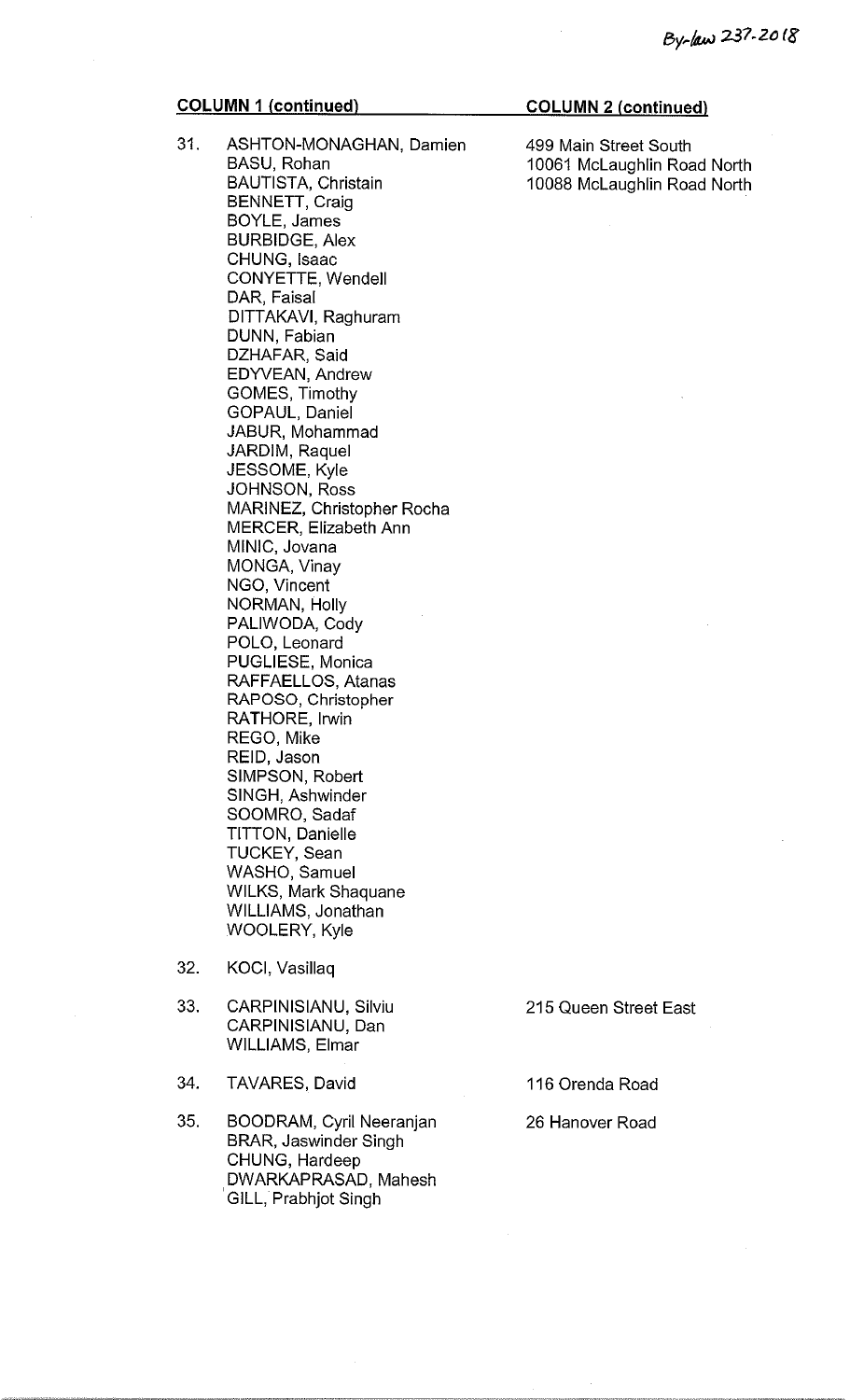By-law 237-2018

| | COLUMN 1 (continued) | COLUMN 2 (continued) |
|---|---|---|
| 31. | ASHTON-MONAGHAN, Damien<br>BASU, Rohan<br>BAUTISTA, Christain<br>BENNETT, Craig<br>BOYLE, James<br>BURBIDGE, Alex<br>CHUNG, Isaac<br>CONYETTE, Wendell<br>DAR, Faisal<br>DITTAKAVI, Raghuram<br>DUNN, Fabian<br>DZHAFAR, Said<br>EDYVEAN, Andrew<br>GOMES, Timothy<br>GOPAUL, Daniel<br>JABUR, Mohammad<br>JARDIM, Raquel<br>JESSOME, Kyle<br>JOHNSON, Ross<br>MARINEZ, Christopher Rocha<br>MERCER, Elizabeth Ann<br>MINIC, Jovana<br>MONGA, Vinay<br>NGO, Vincent<br>NORMAN, Holly<br>PALIWODA, Cody<br>POLO, Leonard<br>PUGLIESE, Monica<br>RAFFAELLOS, Atanas<br>RAPOSO, Christopher<br>RATHORE, Irwin<br>REGO, Mike<br>REID, Jason<br>SIMPSON, Robert<br>SINGH, Ashwinder<br>SOOMRO, Sadaf<br>TITTON, Danielle<br>TUCKEY, Sean<br>WASHO, Samuel<br>WILKS, Mark Shaquane<br>WILLIAMS, Jonathan<br>WOOLERY, Kyle | 499 Main Street South<br>10061 McLaughlin Road North<br>10088 McLaughlin Road North |
| 32. | KOCI, Vasillaq | |
| 33. | CARPINISIANU, Silviu<br>CARPINISIANU, Dan<br>WILLIAMS, Elmar | 215 Queen Street East |
| 34. | TAVARES, David | 116 Orenda Road |
| 35. | BOODRAM, Cyril Neeranjan<br>BRAR, Jaswinder Singh<br>CHUNG, Hardeep<br>DWARKAPRASAD, Mahesh<br>GILL, Prabhjot Singh | 26 Hanover Road |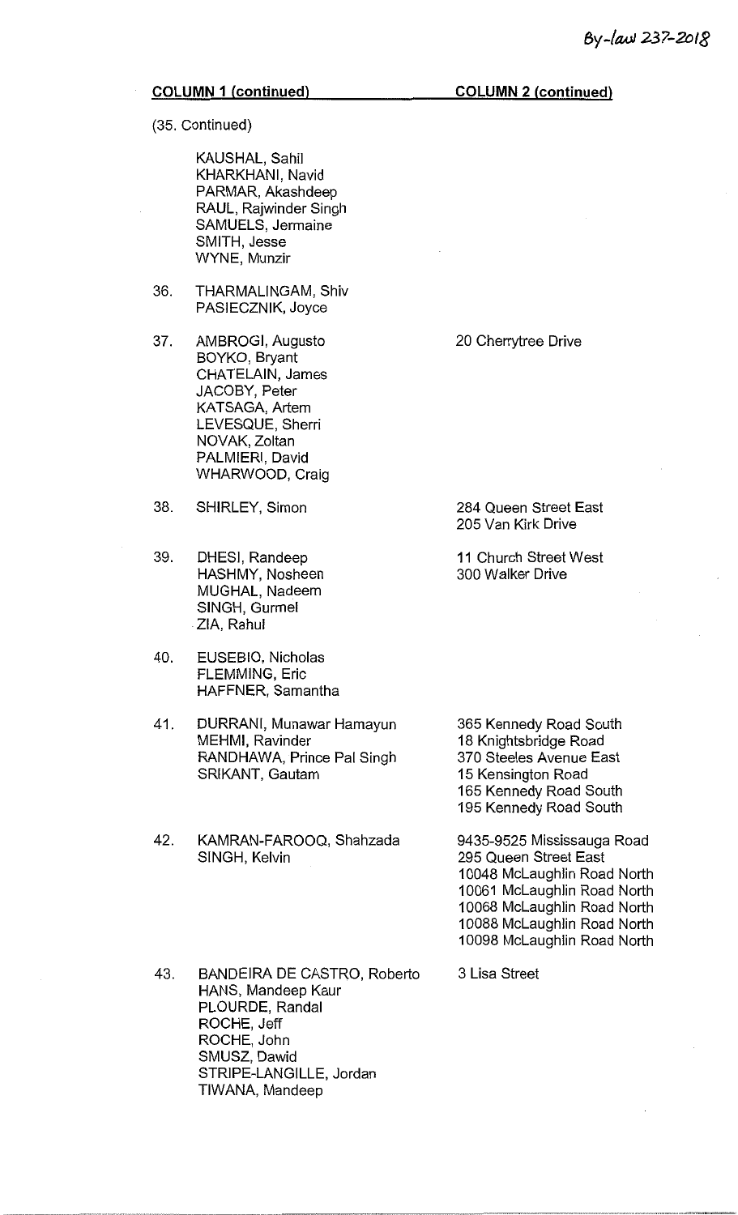By-law 237-2018

| COLUMN 1 (continued) | | COLUMN 2 (continued) |
|---|---|---|
| (35. Continued) | KAUSHAL, Sahil<br>KHARKHANI, Navid<br>PARMAR, Akashdeep<br>RAUL, Rajwinder Singh<br>SAMUELS, Jermaine<br>SMITH, Jesse<br>WYNE, Munzir | |
| 36. | THARMALINGAM, Shiv<br>PASIECZNIK, Joyce | |
| 37. | AMBROGI, Augusto<br>BOYKO, Bryant<br>CHATELAIN, James<br>JACOBY, Peter<br>KATSAGA, Artem<br>LEVESQUE, Sherri<br>NOVAK, Zoltan<br>PALMIERI, David<br>WHARWOOD, Craig | 20 Cherrytree Drive |
| 38. | SHIRLEY, Simon | 284 Queen Street East<br>205 Van Kirk Drive |
| 39. | DHESI, Randeep<br>HASHMY, Nosheen<br>MUGHAL, Nadeem<br>SINGH, Gurmel<br>ZIA, Rahul | 11 Church Street West<br>300 Walker Drive |
| 40. | EUSEBIO, Nicholas<br>FLEMMING, Eric<br>HAFFNER, Samantha | |
| 41. | DURRANI, Munawar Hamayun<br>MEHMI, Ravinder<br>RANDHAWA, Prince Pal Singh<br>SRIKANT, Gautam | 365 Kennedy Road South<br>18 Knightsbridge Road<br>370 Steeles Avenue East<br>15 Kensington Road<br>165 Kennedy Road South<br>195 Kennedy Road South |
| 42. | KAMRAN-FAROOQ, Shahzada<br>SINGH, Kelvin | 9435-9525 Mississauga Road<br>295 Queen Street East<br>10048 McLaughlin Road North<br>10061 McLaughlin Road North<br>10068 McLaughlin Road North<br>10088 McLaughlin Road North<br>10098 McLaughlin Road North |
| 43. | BANDEIRA DE CASTRO, Roberto<br>HANS, Mandeep Kaur<br>PLOURDE, Randal<br>ROCHE, Jeff<br>ROCHE, John<br>SMUSZ, Dawid<br>STRIPE-LANGILLE, Jordan<br>TIWANA, Mandeep | 3 Lisa Street |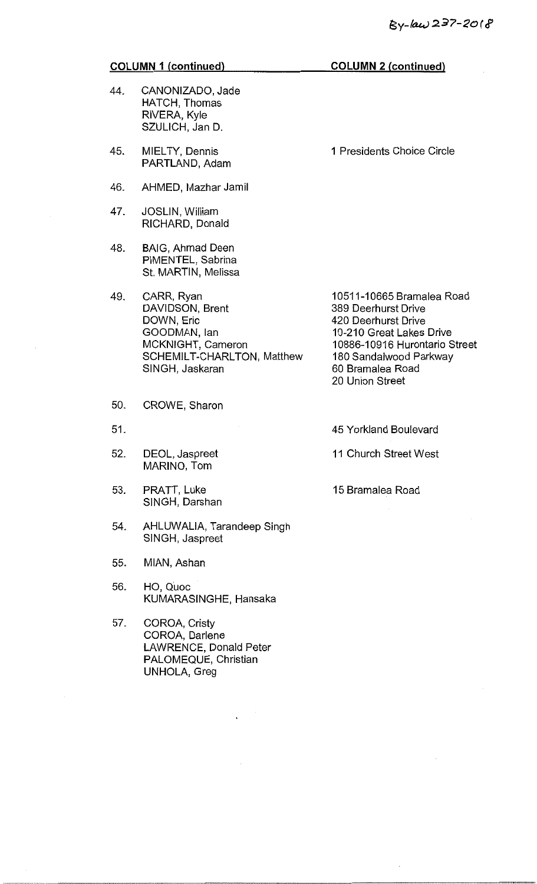By-law 237-2018

| | COLUMN 1 (continued) | COLUMN 2 (continued) |
|---|---|---|
| 44. | CANONIZADO, Jade<br>HATCH, Thomas<br>RIVERA, Kyle<br>SZULICH, Jan D. | |
| 45. | MIELTY, Dennis<br>PARTLAND, Adam | 1 Presidents Choice Circle |
| 46. | AHMED, Mazhar Jamil | |
| 47. | JOSLIN, William<br>RICHARD, Donald | |
| 48. | BAIG, Ahmad Deen<br>PIMENTEL, Sabrina<br>St. MARTIN, Melissa | |
| 49. | CARR, Ryan<br>DAVIDSON, Brent<br>DOWN, Eric<br>GOODMAN, Ian<br>MCKNIGHT, Cameron<br>SCHEMILT-CHARLTON, Matthew<br>SINGH, Jaskaran | 10511-10665 Bramalea Road<br>389 Deerhurst Drive<br>420 Deerhurst Drive<br>10-210 Great Lakes Drive<br>10886-10916 Hurontario Street<br>180 Sandalwood Parkway<br>60 Bramalea Road<br>20 Union Street |
| 50. | CROWE, Sharon | |
| 51. | | 45 Yorkland Boulevard |
| 52. | DEOL, Jaspreet<br>MARINO, Tom | 11 Church Street West |
| 53. | PRATT, Luke<br>SINGH, Darshan | 15 Bramalea Road |
| 54. | AHLUWALIA, Tarandeep Singh<br>SINGH, Jaspreet | |
| 55. | MIAN, Ashan | |
| 56. | HO, Quoc<br>KUMARASINGHE, Hansaka | |
| 57. | COROA, Cristy<br>COROA, Darlene<br>LAWRENCE, Donald Peter<br>PALOMEQUE, Christian<br>UNHOLA, Greg | |